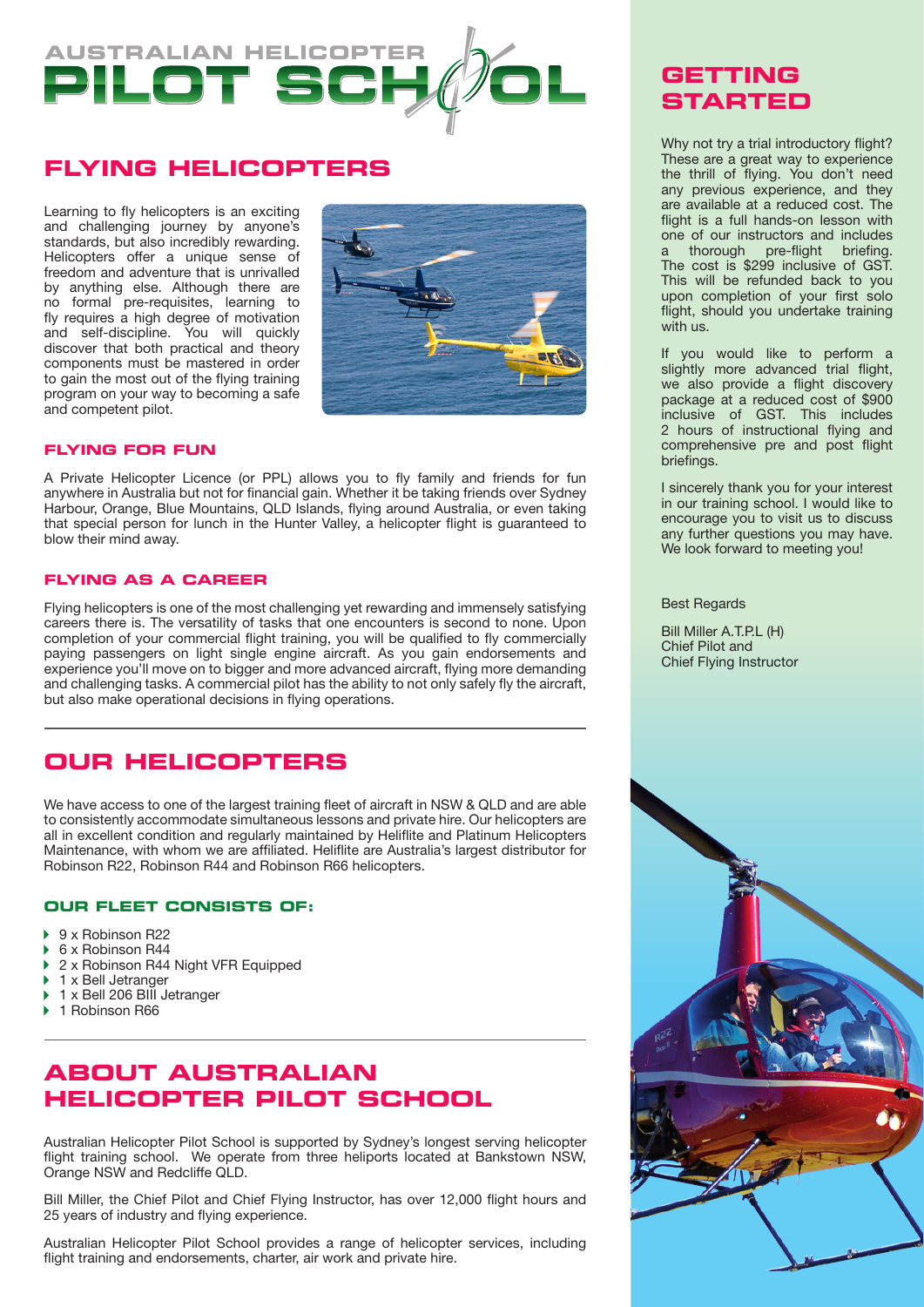# AUSTRALIAN HELICOPTER PILOT SCHOOL

## FLYING HELICOPTERS

Learning to fly helicopters is an exciting and challenging journey by anyone's standards, but also incredibly rewarding. Helicopters offer a unique sense of freedom and adventure that is unrivalled by anything else. Although there are no formal pre-requisites, learning to fly requires a high degree of motivation and self-discipline. You will quickly discover that both practical and theory components must be mastered in order to gain the most out of the flying training program on your way to becoming a safe and competent pilot.

### FLYING FOR FUN

A Private Helicopter Licence (or PPL) allows you to fly family and friends for fun anywhere in Australia but not for financial gain. Whether it be taking friends over Sydney Harbour, Orange, Blue Mountains, QLD Islands, flying around Australia, or even taking that special person for lunch in the Hunter Valley, a helicopter flight is guaranteed to blow their mind away.

### FLYING AS A CAREER

Flying helicopters is one of the most challenging yet rewarding and immensely satisfying careers there is. The versatility of tasks that one encounters is second to none. Upon completion of your commercial flight training, you will be qualified to fly commercially paying passengers on light single engine aircraft. As you gain endorsements and experience you'll move on to bigger and more advanced aircraft, flying more demanding and challenging tasks. A commercial pilot has the ability to not only safely fly the aircraft, but also make operational decisions in flying operations.

## OUR HELICOPTERS

We have access to one of the largest training fleet of aircraft in NSW & QLD and are able to consistently accommodate simultaneous lessons and private hire. Our helicopters are all in excellent condition and regularly maintained by Heliflite and Platinum Helicopters Maintenance, with whom we are affiliated. Heliflite are Australia's largest distributor for Robinson R22, Robinson R44 and Robinson R66 helicopters.

### OUR FLEET CONSISTS OF:

- 9 x Robinson R22
- 6 x Robinson R44
- 2 x Robinson R44 Night VFR Equipped
- 1 x Bell Jetranger
- 1 x Bell 206 BIII Jetranger
- 1 Robinson R66

## ABOUT AUSTRALIAN HELICOPTER PILOT SCHOOL

Australian Helicopter Pilot School is supported by Sydney's longest serving helicopter flight training school. We operate from three heliports located at Bankstown NSW, Orange NSW and Redcliffe QLD.

Bill Miller, the Chief Pilot and Chief Flying Instructor, has over 12,000 flight hours and 25 years of industry and flying experience.

Australian Helicopter Pilot School provides a range of helicopter services, including flight training and endorsements, charter, air work and private hire.

## GETTING STARTED

Why not try a trial introductory flight? These are a great way to experience the thrill of flying. You don't need any previous experience, and they are available at a reduced cost. The flight is a full hands-on lesson with one of our instructors and includes a thorough pre-flight briefing. The cost is $299 inclusive of GST. This will be refunded back to you upon completion of your first solo flight, should you undertake training with us.

If you would like to perform a slightly more advanced trial flight, we also provide a flight discovery package at a reduced cost of $900 inclusive of GST. This includes 2 hours of instructional flying and comprehensive pre and post flight briefings.

I sincerely thank you for your interest in our training school. I would like to encourage you to visit us to discuss any further questions you may have. We look forward to meeting you!

Best Regards

Bill Miller A.T.P.L (H)
Chief Pilot and
Chief Flying Instructor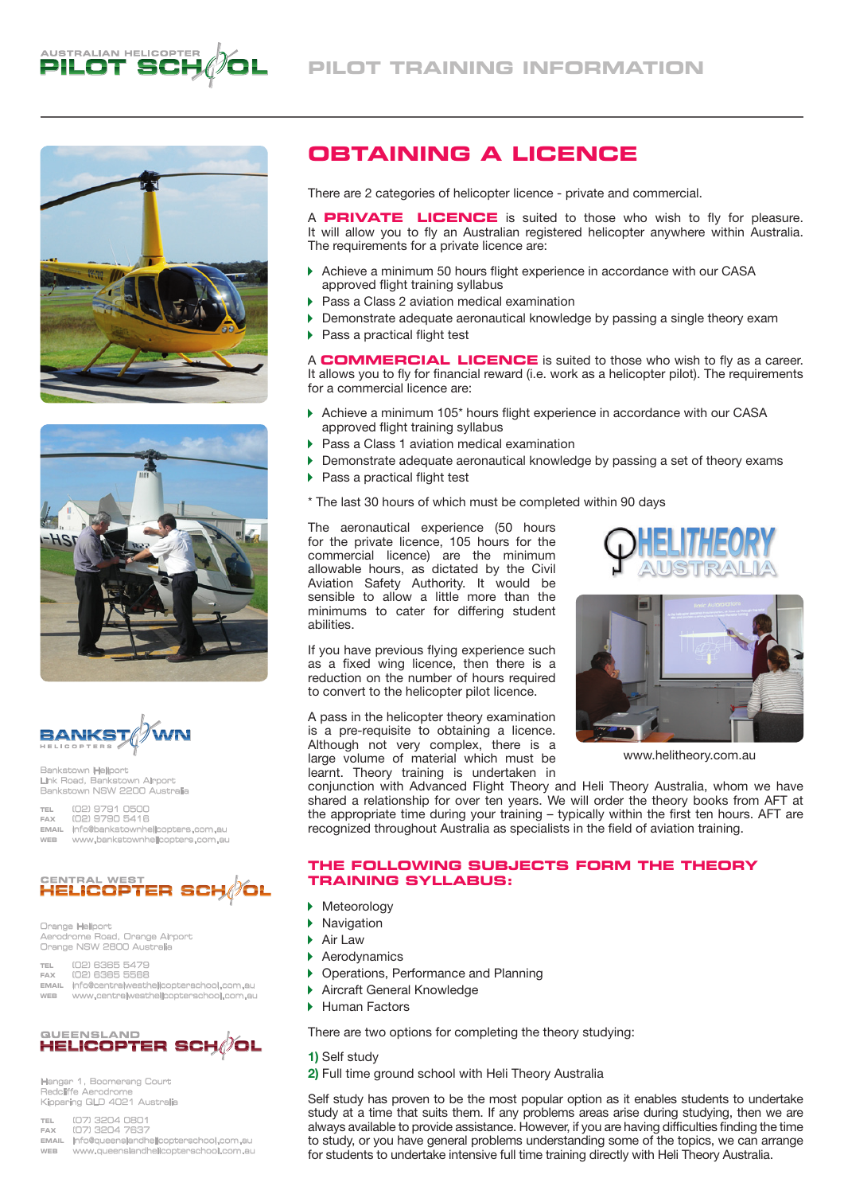AUSTRALIAN HELICOPTER PILOT SCHOOL

PILOT TRAINING INFORMATION

# OBTAINING A LICENCE

There are 2 categories of helicopter licence - private and commercial.

A **PRIVATE LICENCE** is suited to those who wish to fly for pleasure. It will allow you to fly an Australian registered helicopter anywhere within Australia. The requirements for a private licence are:

- Achieve a minimum 50 hours flight experience in accordance with our CASA approved flight training syllabus
- Pass a Class 2 aviation medical examination
- Demonstrate adequate aeronautical knowledge by passing a single theory exam
- Pass a practical flight test

A **COMMERCIAL LICENCE** is suited to those who wish to fly as a career. It allows you to fly for financial reward (i.e. work as a helicopter pilot). The requirements for a commercial licence are:

- Achieve a minimum 105* hours flight experience in accordance with our CASA approved flight training syllabus
- Pass a Class 1 aviation medical examination
- Demonstrate adequate aeronautical knowledge by passing a set of theory exams
- Pass a practical flight test

\* The last 30 hours of which must be completed within 90 days

The aeronautical experience (50 hours for the private licence, 105 hours for the commercial licence) are the minimum allowable hours, as dictated by the Civil Aviation Safety Authority. It would be sensible to allow a little more than the minimums to cater for differing student abilities.

If you have previous flying experience such as a fixed wing licence, then there is a reduction on the number of hours required to convert to the helicopter pilot licence.

A pass in the helicopter theory examination is a pre-requisite to obtaining a licence. Although not very complex, there is a large volume of material which must be learnt. Theory training is undertaken in conjunction with Advanced Flight Theory and Heli Theory Australia, whom we have shared a relationship for over ten years. We will order the theory books from AFT at the appropriate time during your training – typically within the first ten hours. AFT are recognized throughout Australia as specialists in the field of aviation training.

HELITHEORY AUSTRALIA

www.helitheory.com.au

## THE FOLLOWING SUBJECTS FORM THE THEORY TRAINING SYLLABUS:

- Meteorology
- Navigation
- Air Law
- Aerodynamics
- Operations, Performance and Planning
- Aircraft General Knowledge
- Human Factors

There are two options for completing the theory studying:

1) Self study
2) Full time ground school with Heli Theory Australia

Self study has proven to be the most popular option as it enables students to undertake study at a time that suits them. If any problems areas arise during studying, then we are always available to provide assistance. However, if you are having difficulties finding the time to study, or you have general problems understanding some of the topics, we can arrange for students to undertake intensive full time training directly with Heli Theory Australia.

BANKSTOWN HELICOPTERS

Bankstown Heliport
Link Road, Bankstown Airport
Bankstown NSW 2200 Australia

TEL (02) 9791 0500
FAX (02) 9780 5416
EMAIL info@bankstownhelicopters.com.au
WEB www.bankstownhelicopters.com.au

CENTRAL WEST HELICOPTER SCHOOL

Orange Heliport
Aerodrome Road, Orange Airport
Orange NSW 2800 Australia

TEL (02) 6365 5479
FAX (02) 6365 5568
EMAIL info@centralwesthelicopterschool.com.au
WEB www.centralwesthelicopterschool.com.au

QUEENSLAND HELICOPTER SCHOOL

Hangar 1, Boomerang Court
Redcliffe Aerodrome
Kippa-ring QLD 4021 Australia

TEL (07) 3204 0801
FAX (07) 3204 7637
EMAIL info@queenslandhelicopterschool.com.au
WEB www.queenslandhelicopterschool.com.au